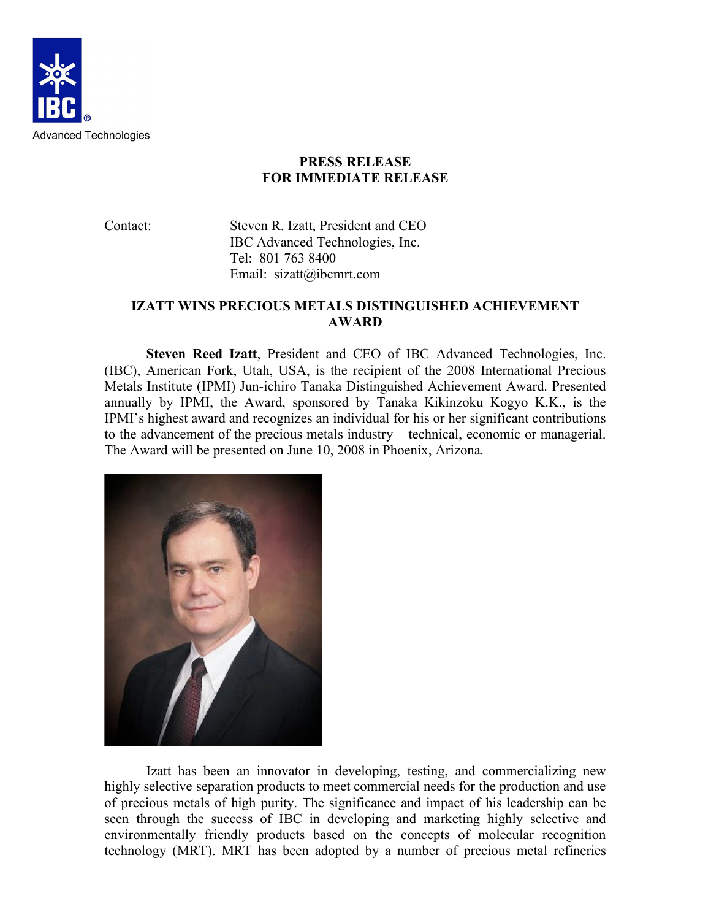Advanced Technologies

**PRESS RELEASE**
**FOR IMMEDIATE RELEASE**

Contact: Steven R. Izatt, President and CEO
IBC Advanced Technologies, Inc.
Tel: 801 763 8400
Email: sizatt@ibcmrt.com

## IZATT WINS PRECIOUS METALS DISTINGUISHED ACHIEVEMENT AWARD

**Steven Reed Izatt**, President and CEO of IBC Advanced Technologies, Inc. (IBC), American Fork, Utah, USA, is the recipient of the 2008 International Precious Metals Institute (IPMI) Jun-ichiro Tanaka Distinguished Achievement Award. Presented annually by IPMI, the Award, sponsored by Tanaka Kikinzoku Kogyo K.K., is the IPMI's highest award and recognizes an individual for his or her significant contributions to the advancement of the precious metals industry – technical, economic or managerial. The Award will be presented on June 10, 2008 in Phoenix, Arizona.

Izatt has been an innovator in developing, testing, and commercializing new highly selective separation products to meet commercial needs for the production and use of precious metals of high purity. The significance and impact of his leadership can be seen through the success of IBC in developing and marketing highly selective and environmentally friendly products based on the concepts of molecular recognition technology (MRT). MRT has been adopted by a number of precious metal refineries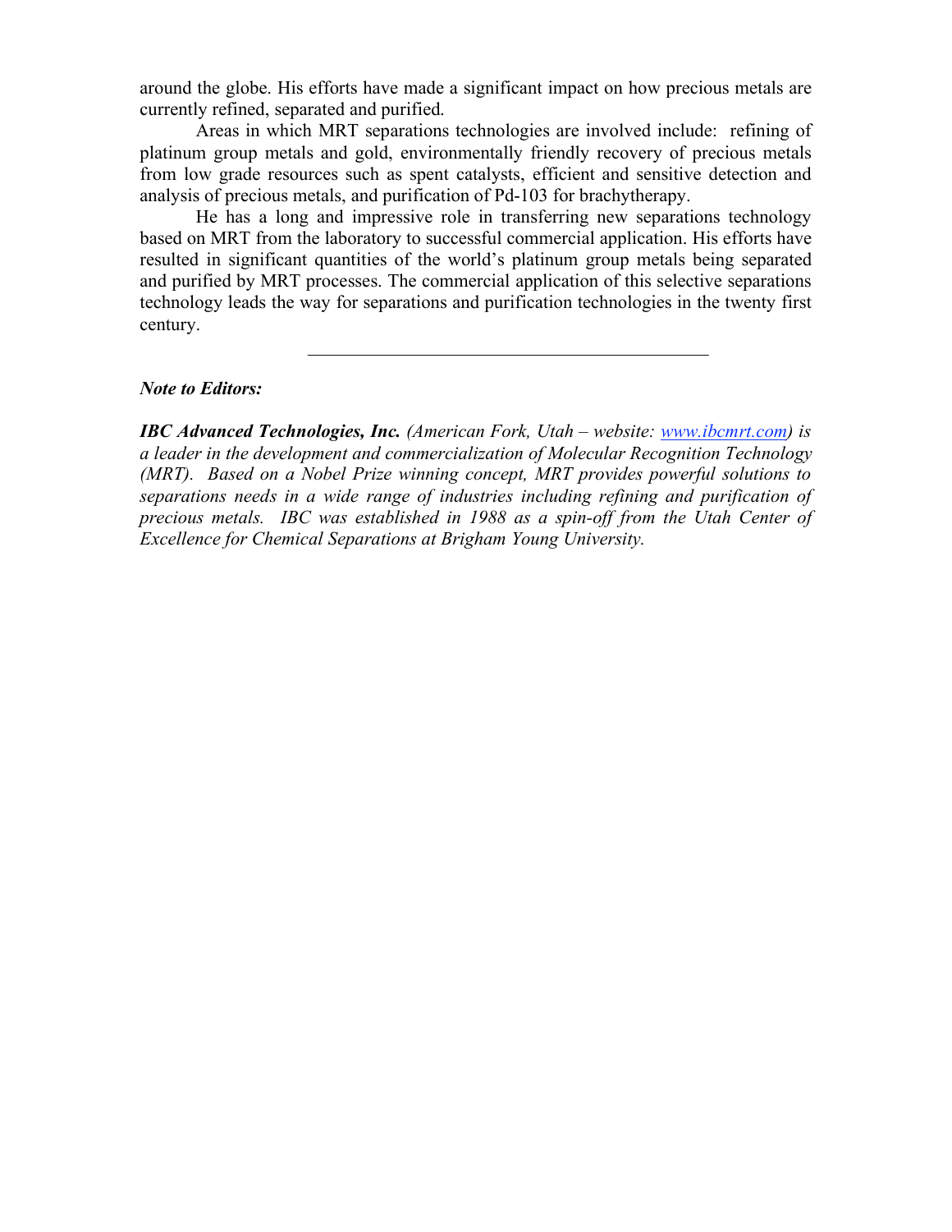around the globe. His efforts have made a significant impact on how precious metals are currently refined, separated and purified.

Areas in which MRT separations technologies are involved include: refining of platinum group metals and gold, environmentally friendly recovery of precious metals from low grade resources such as spent catalysts, efficient and sensitive detection and analysis of precious metals, and purification of Pd-103 for brachytherapy.

He has a long and impressive role in transferring new separations technology based on MRT from the laboratory to successful commercial application. His efforts have resulted in significant quantities of the world's platinum group metals being separated and purified by MRT processes. The commercial application of this selective separations technology leads the way for separations and purification technologies in the twenty first century.

---

***Note to Editors:***

***IBC Advanced Technologies, Inc.*** *(American Fork, Utah – website: [www.ibcmrt.com](http://www.ibcmrt.com)) is a leader in the development and commercialization of Molecular Recognition Technology (MRT). Based on a Nobel Prize winning concept, MRT provides powerful solutions to separations needs in a wide range of industries including refining and purification of precious metals. IBC was established in 1988 as a spin-off from the Utah Center of Excellence for Chemical Separations at Brigham Young University.*